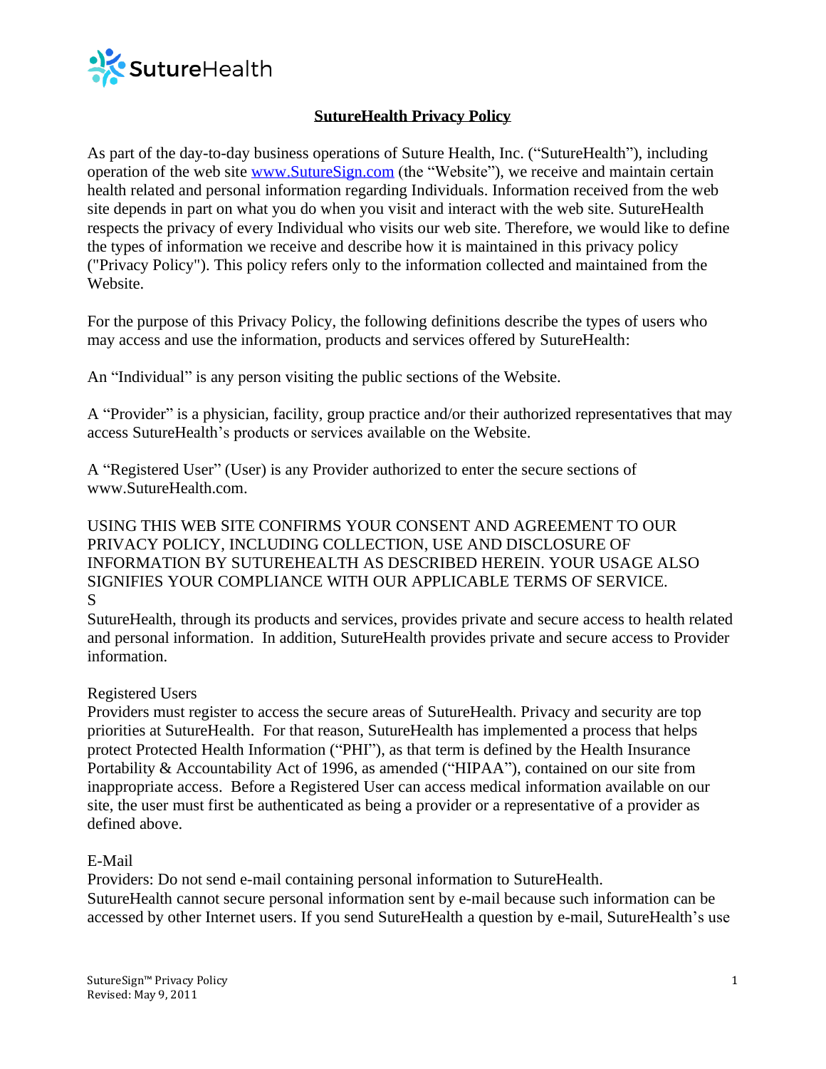# SutureHealth Privacy Policy

As part of the day-to-day business operations of Suture Health, Inc. ("SutureHealth"), including operation of the web site [www.SutureSign.com](http://www.SutureSign.com) (the "Website"), we receive and maintain certain health related and personal information regarding Individuals. Information received from the web site depends in part on what you do when you visit and interact with the web site. SutureHealth respects the privacy of every Individual who visits our web site. Therefore, we would like to define the types of information we receive and describe how it is maintained in this privacy policy ("Privacy Policy"). This policy refers only to the information collected and maintained from the Website.

For the purpose of this Privacy Policy, the following definitions describe the types of users who may access and use the information, products and services offered by SutureHealth:

An "Individual" is any person visiting the public sections of the Website.

A "Provider" is a physician, facility, group practice and/or their authorized representatives that may access SutureHealth's products or services available on the Website.

A "Registered User" (User) is any Provider authorized to enter the secure sections of www.SutureHealth.com.

USING THIS WEB SITE CONFIRMS YOUR CONSENT AND AGREEMENT TO OUR PRIVACY POLICY, INCLUDING COLLECTION, USE AND DISCLOSURE OF INFORMATION BY SUTUREHEALTH AS DESCRIBED HEREIN. YOUR USAGE ALSO SIGNIFIES YOUR COMPLIANCE WITH OUR APPLICABLE TERMS OF SERVICE.
S

SutureHealth, through its products and services, provides private and secure access to health related and personal information. In addition, SutureHealth provides private and secure access to Provider information.

Registered Users

Providers must register to access the secure areas of SutureHealth. Privacy and security are top priorities at SutureHealth. For that reason, SutureHealth has implemented a process that helps protect Protected Health Information ("PHI"), as that term is defined by the Health Insurance Portability & Accountability Act of 1996, as amended ("HIPAA"), contained on our site from inappropriate access. Before a Registered User can access medical information available on our site, the user must first be authenticated as being a provider or a representative of a provider as defined above.

E-Mail

Providers: Do not send e-mail containing personal information to SutureHealth.
SutureHealth cannot secure personal information sent by e-mail because such information can be accessed by other Internet users. If you send SutureHealth a question by e-mail, SutureHealth's use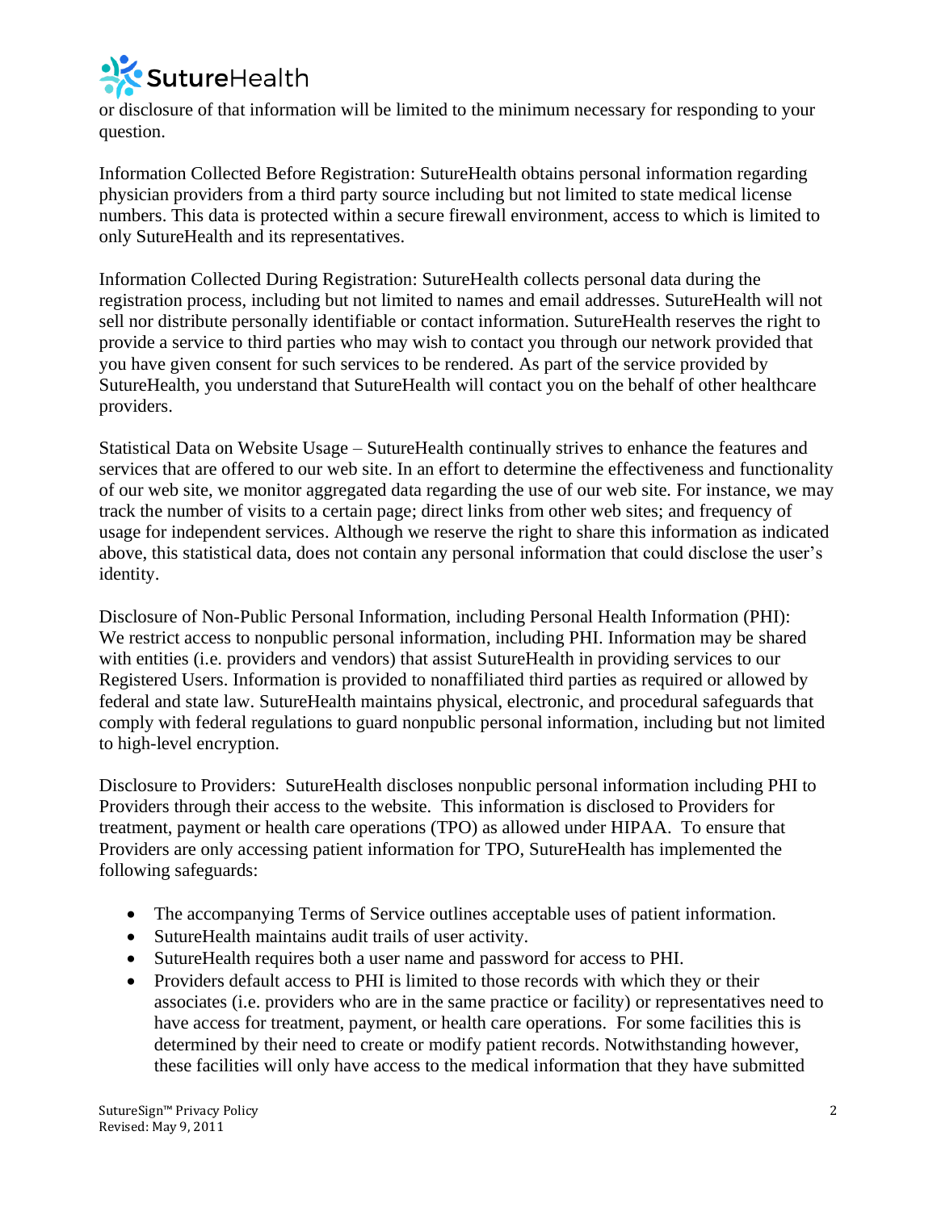or disclosure of that information will be limited to the minimum necessary for responding to your question.

Information Collected Before Registration: SutureHealth obtains personal information regarding physician providers from a third party source including but not limited to state medical license numbers. This data is protected within a secure firewall environment, access to which is limited to only SutureHealth and its representatives.

Information Collected During Registration: SutureHealth collects personal data during the registration process, including but not limited to names and email addresses. SutureHealth will not sell nor distribute personally identifiable or contact information. SutureHealth reserves the right to provide a service to third parties who may wish to contact you through our network provided that you have given consent for such services to be rendered. As part of the service provided by SutureHealth, you understand that SutureHealth will contact you on the behalf of other healthcare providers.

Statistical Data on Website Usage – SutureHealth continually strives to enhance the features and services that are offered to our web site. In an effort to determine the effectiveness and functionality of our web site, we monitor aggregated data regarding the use of our web site. For instance, we may track the number of visits to a certain page; direct links from other web sites; and frequency of usage for independent services. Although we reserve the right to share this information as indicated above, this statistical data, does not contain any personal information that could disclose the user's identity.

Disclosure of Non-Public Personal Information, including Personal Health Information (PHI): We restrict access to nonpublic personal information, including PHI. Information may be shared with entities (i.e. providers and vendors) that assist SutureHealth in providing services to our Registered Users. Information is provided to nonaffiliated third parties as required or allowed by federal and state law. SutureHealth maintains physical, electronic, and procedural safeguards that comply with federal regulations to guard nonpublic personal information, including but not limited to high-level encryption.

Disclosure to Providers: SutureHealth discloses nonpublic personal information including PHI to Providers through their access to the website. This information is disclosed to Providers for treatment, payment or health care operations (TPO) as allowed under HIPAA. To ensure that Providers are only accessing patient information for TPO, SutureHealth has implemented the following safeguards:

- The accompanying Terms of Service outlines acceptable uses of patient information.
- SutureHealth maintains audit trails of user activity.
- SutureHealth requires both a user name and password for access to PHI.
- Providers default access to PHI is limited to those records with which they or their associates (i.e. providers who are in the same practice or facility) or representatives need to have access for treatment, payment, or health care operations. For some facilities this is determined by their need to create or modify patient records. Notwithstanding however, these facilities will only have access to the medical information that they have submitted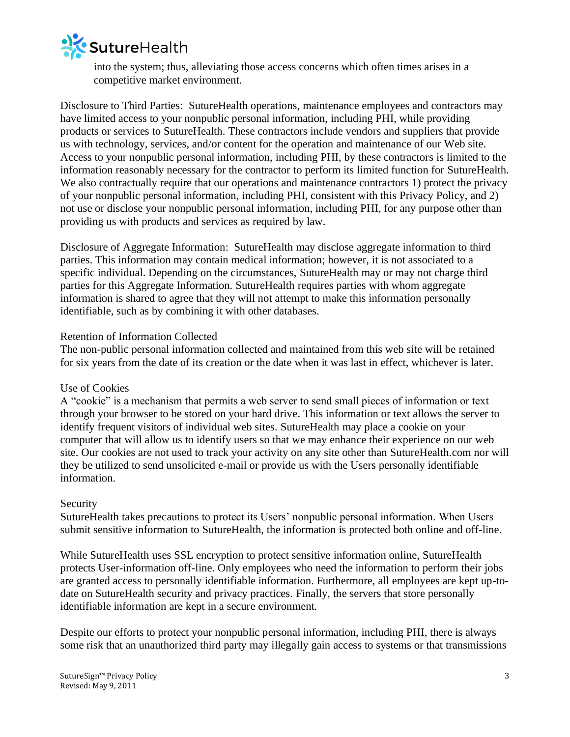into the system; thus, alleviating those access concerns which often times arises in a competitive market environment.

Disclosure to Third Parties: SutureHealth operations, maintenance employees and contractors may have limited access to your nonpublic personal information, including PHI, while providing products or services to SutureHealth. These contractors include vendors and suppliers that provide us with technology, services, and/or content for the operation and maintenance of our Web site. Access to your nonpublic personal information, including PHI, by these contractors is limited to the information reasonably necessary for the contractor to perform its limited function for SutureHealth. We also contractually require that our operations and maintenance contractors 1) protect the privacy of your nonpublic personal information, including PHI, consistent with this Privacy Policy, and 2) not use or disclose your nonpublic personal information, including PHI, for any purpose other than providing us with products and services as required by law.

Disclosure of Aggregate Information: SutureHealth may disclose aggregate information to third parties. This information may contain medical information; however, it is not associated to a specific individual. Depending on the circumstances, SutureHealth may or may not charge third parties for this Aggregate Information. SutureHealth requires parties with whom aggregate information is shared to agree that they will not attempt to make this information personally identifiable, such as by combining it with other databases.

## Retention of Information Collected

The non-public personal information collected and maintained from this web site will be retained for six years from the date of its creation or the date when it was last in effect, whichever is later.

## Use of Cookies

A "cookie" is a mechanism that permits a web server to send small pieces of information or text through your browser to be stored on your hard drive. This information or text allows the server to identify frequent visitors of individual web sites. SutureHealth may place a cookie on your computer that will allow us to identify users so that we may enhance their experience on our web site. Our cookies are not used to track your activity on any site other than SutureHealth.com nor will they be utilized to send unsolicited e-mail or provide us with the Users personally identifiable information.

## Security

SutureHealth takes precautions to protect its Users' nonpublic personal information. When Users submit sensitive information to SutureHealth, the information is protected both online and off-line.

While SutureHealth uses SSL encryption to protect sensitive information online, SutureHealth protects User-information off-line. Only employees who need the information to perform their jobs are granted access to personally identifiable information. Furthermore, all employees are kept up-to-date on SutureHealth security and privacy practices. Finally, the servers that store personally identifiable information are kept in a secure environment.

Despite our efforts to protect your nonpublic personal information, including PHI, there is always some risk that an unauthorized third party may illegally gain access to systems or that transmissions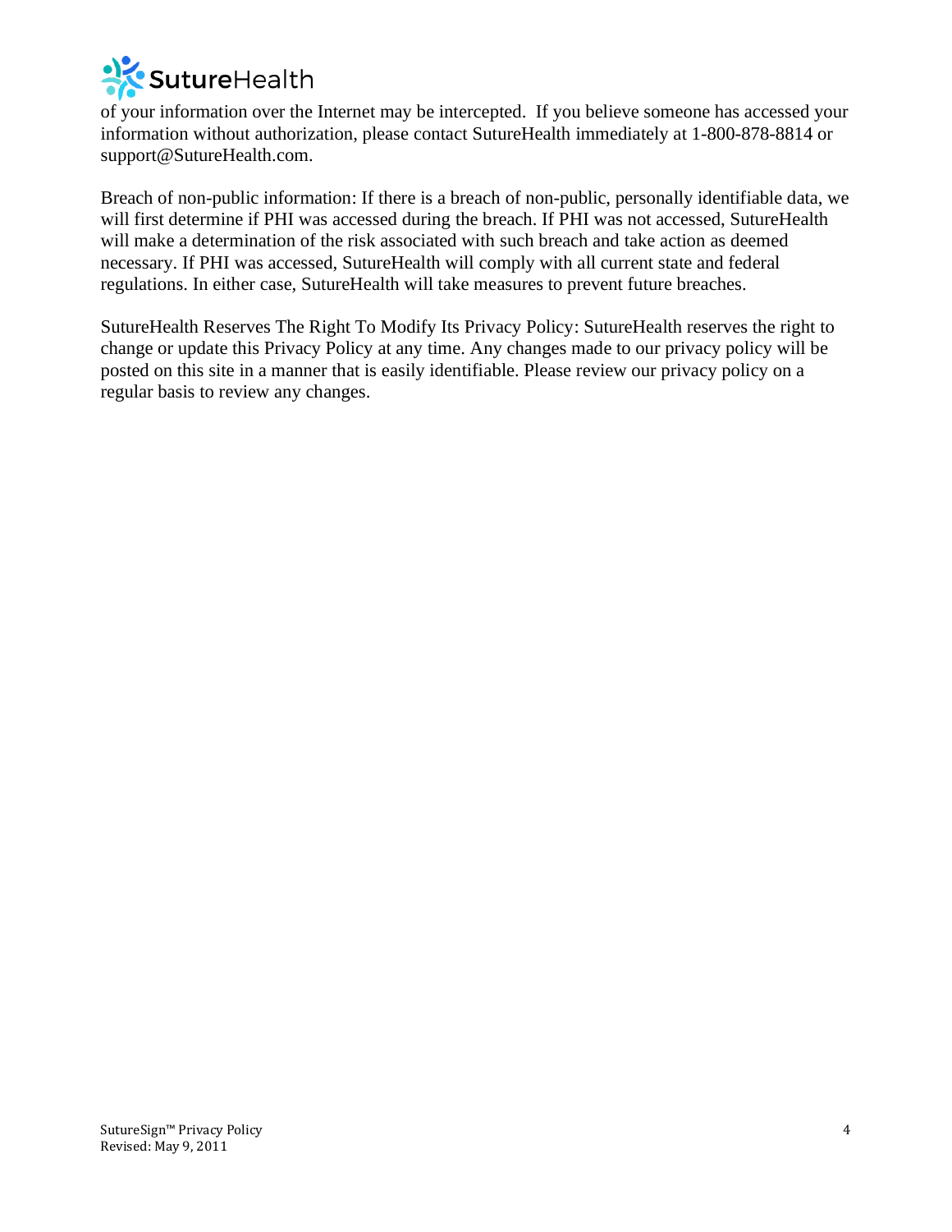of your information over the Internet may be intercepted. If you believe someone has accessed your information without authorization, please contact SutureHealth immediately at 1-800-878-8814 or support@SutureHealth.com.

Breach of non-public information: If there is a breach of non-public, personally identifiable data, we will first determine if PHI was accessed during the breach. If PHI was not accessed, SutureHealth will make a determination of the risk associated with such breach and take action as deemed necessary. If PHI was accessed, SutureHealth will comply with all current state and federal regulations. In either case, SutureHealth will take measures to prevent future breaches.

SutureHealth Reserves The Right To Modify Its Privacy Policy: SutureHealth reserves the right to change or update this Privacy Policy at any time. Any changes made to our privacy policy will be posted on this site in a manner that is easily identifiable. Please review our privacy policy on a regular basis to review any changes.